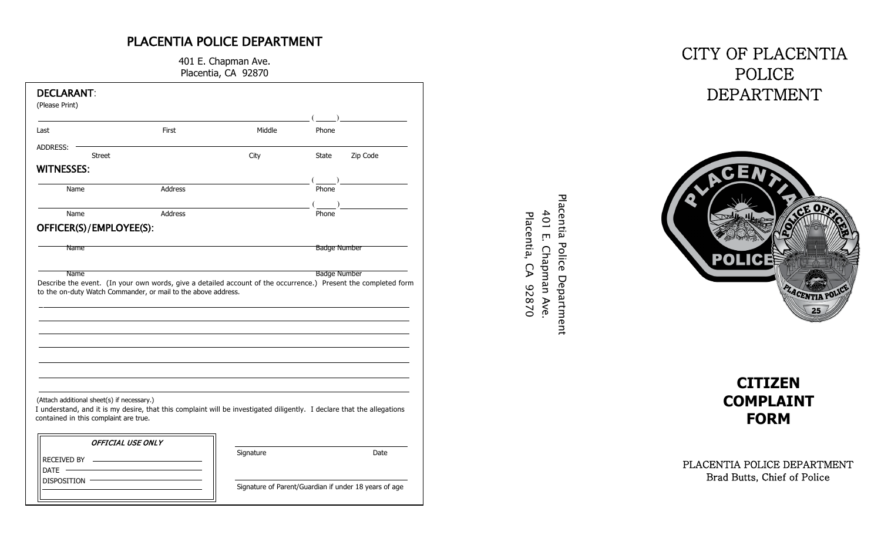## PLACENTIA POLICE DEPARTMENT

401 E. Chapman Ave.
Placentia, CA 92870

**DECLARANT**:
(Please Print)

________________________________________ ( ____ ) __________
Last First Middle Phone

ADDRESS: ________________________________________
Street City State Zip Code

**WITNESSES**:

________________________________________ ( ____ ) __________
Name Address Phone

________________________________________ ( ____ ) __________
Name Address Phone

**OFFICER(S)/EMPLOYEE(S)**:

________________________________________
Name Badge Number

________________________________________
Name Badge Number

Describe the event. (In your own words, give a detailed account of the occurrence.) Present the completed form to the on-duty Watch Commander, or mail to the above address.

________________________________________

________________________________________

________________________________________

________________________________________

________________________________________

________________________________________

________________________________________

(Attach additional sheet(s) if necessary.)

I understand, and it is my desire, that this complaint will be investigated diligently. I declare that the allegations contained in this complaint are true.

***OFFICIAL USE ONLY***

RECEIVED BY ____________________
DATE ____________________
DISPOSITION ____________________

________________________________________
Signature Date

________________________________________
Signature of Parent/Guardian if under 18 years of age

---

Placentia Police Department
401 E. Chapman Ave.
Placentia, CA 92870

---

# CITY OF PLACENTIA POLICE DEPARTMENT

# CITIZEN COMPLAINT FORM

PLACENTIA POLICE DEPARTMENT
Brad Butts, Chief of Police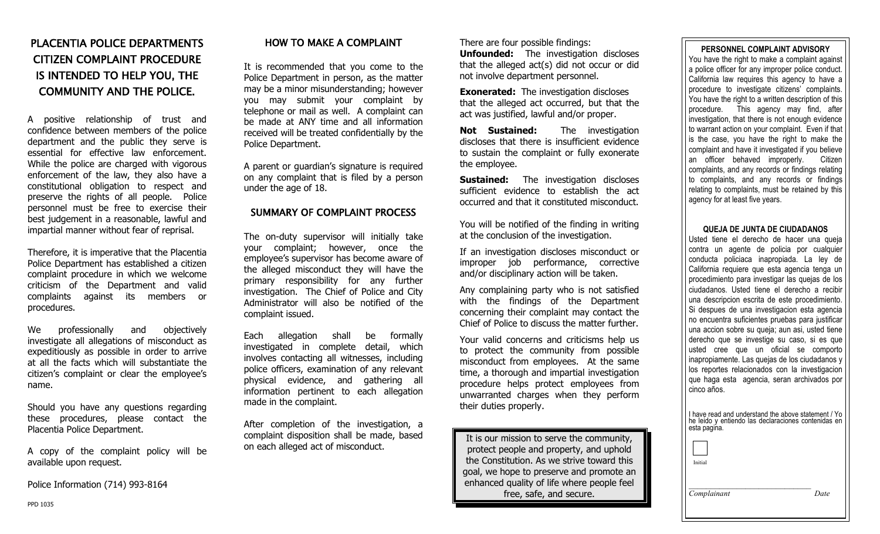# PLACENTIA POLICE DEPARTMENTS CITIZEN COMPLAINT PROCEDURE IS INTENDED TO HELP YOU, THE COMMUNITY AND THE POLICE.

A positive relationship of trust and confidence between members of the police department and the public they serve is essential for effective law enforcement. While the police are charged with vigorous enforcement of the law, they also have a constitutional obligation to respect and preserve the rights of all people. Police personnel must be free to exercise their best judgement in a reasonable, lawful and impartial manner without fear of reprisal.

Therefore, it is imperative that the Placentia Police Department has established a citizen complaint procedure in which we welcome criticism of the Department and valid complaints against its members or procedures.

We professionally and objectively investigate all allegations of misconduct as expeditiously as possible in order to arrive at all the facts which will substantiate the citizen's complaint or clear the employee's name.

Should you have any questions regarding these procedures, please contact the Placentia Police Department.

A copy of the complaint policy will be available upon request.

Police Information (714) 993-8164

PPD 1035

## HOW TO MAKE A COMPLAINT

It is recommended that you come to the Police Department in person, as the matter may be a minor misunderstanding; however you may submit your complaint by telephone or mail as well. A complaint can be made at ANY time and all information received will be treated confidentially by the Police Department.

A parent or guardian's signature is required on any complaint that is filed by a person under the age of 18.

## SUMMARY OF COMPLAINT PROCESS

The on-duty supervisor will initially take your complaint; however, once the employee's supervisor has become aware of the alleged misconduct they will have the primary responsibility for any further investigation. The Chief of Police and City Administrator will also be notified of the complaint issued.

Each allegation shall be formally investigated in complete detail, which involves contacting all witnesses, including police officers, examination of any relevant physical evidence, and gathering all information pertinent to each allegation made in the complaint.

After completion of the investigation, a complaint disposition shall be made, based on each alleged act of misconduct.

There are four possible findings:

**Unfounded:** The investigation discloses that the alleged act(s) did not occur or did not involve department personnel.

**Exonerated:** The investigation discloses that the alleged act occurred, but that the act was justified, lawful and/or proper.

**Not Sustained:** The investigation discloses that there is insufficient evidence to sustain the complaint or fully exonerate the employee.

**Sustained:** The investigation discloses sufficient evidence to establish the act occurred and that it constituted misconduct.

You will be notified of the finding in writing at the conclusion of the investigation.

If an investigation discloses misconduct or improper job performance, corrective and/or disciplinary action will be taken.

Any complaining party who is not satisfied with the findings of the Department concerning their complaint may contact the Chief of Police to discuss the matter further.

Your valid concerns and criticisms help us to protect the community from possible misconduct from employees. At the same time, a thorough and impartial investigation procedure helps protect employees from unwarranted charges when they perform their duties properly.

> It is our mission to serve the community, protect people and property, and uphold the Constitution. As we strive toward this goal, we hope to preserve and promote an enhanced quality of life where people feel free, safe, and secure.

### PERSONNEL COMPLAINT ADVISORY

You have the right to make a complaint against a police officer for any improper police conduct. California law requires this agency to have a procedure to investigate citizens' complaints. You have the right to a written description of this procedure. This agency may find, after investigation, that there is not enough evidence to warrant action on your complaint. Even if that is the case, you have the right to make the complaint and have it investigated if you believe an officer behaved improperly. Citizen complaints, and any records or findings relating to complaints, and any records or findings relating to complaints, must be retained by this agency for at least five years.

### QUEJA DE JUNTA DE CIUDADANOS

Usted tiene el derecho de hacer una queja contra un agente de policia por cualquier conducta policiaca inapropiada. La ley de California requiere que esta agencia tenga un procedimiento para investigar las quejas de los ciudadanos. Usted tiene el derecho a recibir una descripcion escrita de este procedimiento. Si despues de una investigacion esta agencia no encuentra suficientes pruebas para justificar una accion sobre su queja; aun asi, usted tiene derecho que se investige su caso, si es que usted cree que un oficial se comporto inapropiamente. Las quejas de los ciudadanos y los reportes relacionados con la investigacion que haga esta agencia, seran archivados por cinco años.

I have read and understand the above statement / Yo he leido y entiendo las declaraciones contenidas en esta pagina.

☐ Initial

_______________________________

*Complainant* *Date*